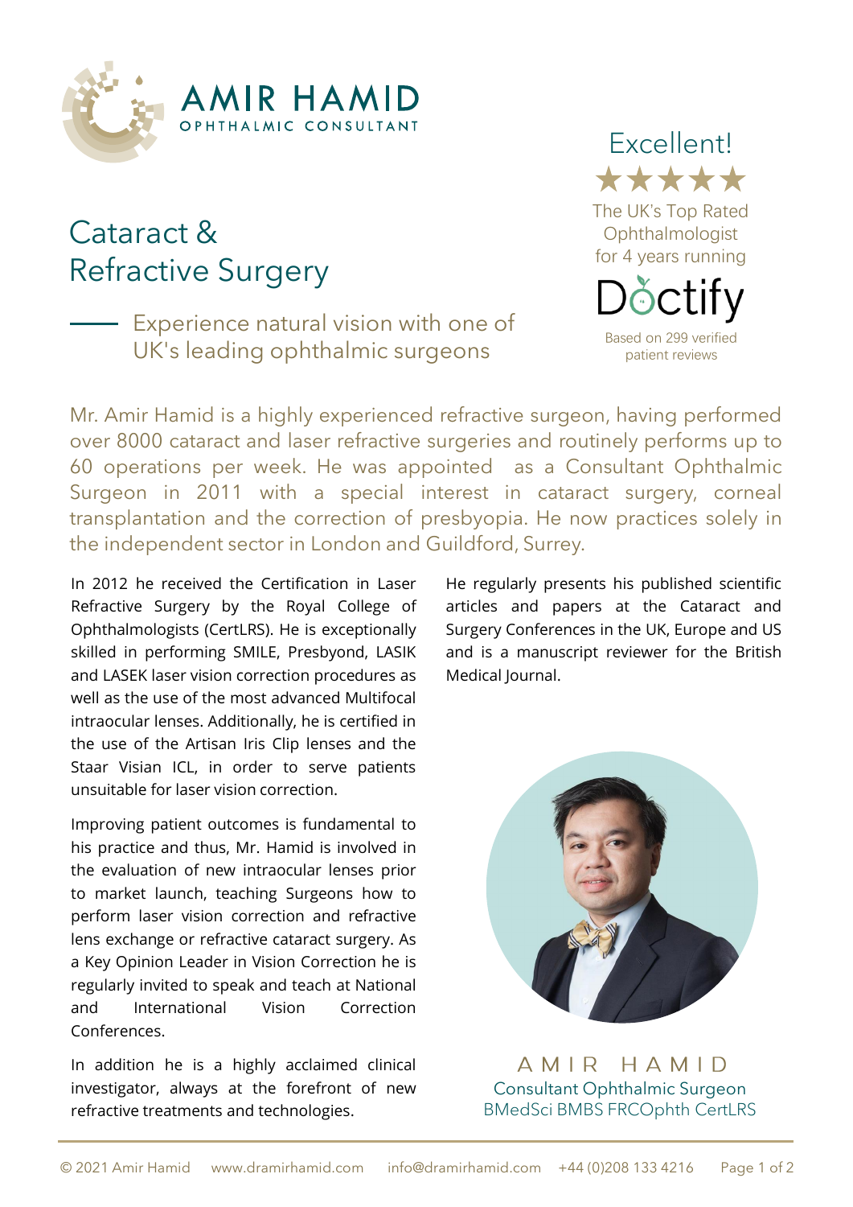# AMIR HAMID

OPHTHALMIC CONSULTANT

## Cataract & Refractive Surgery

Experience natural vision with one of UK's leading ophthalmic surgeons

Excellent!

★★★★★

The UK's Top Rated Ophthalmologist for 4 years running

Doctify

Based on 299 verified patient reviews

Mr. Amir Hamid is a highly experienced refractive surgeon, having performed over 8000 cataract and laser refractive surgeries and routinely performs up to 60 operations per week. He was appointed as a Consultant Ophthalmic Surgeon in 2011 with a special interest in cataract surgery, corneal transplantation and the correction of presbyopia. He now practices solely in the independent sector in London and Guildford, Surrey.

In 2012 he received the Certification in Laser Refractive Surgery by the Royal College of Ophthalmologists (CertLRS). He is exceptionally skilled in performing SMILE, Presbyond, LASIK and LASEK laser vision correction procedures as well as the use of the most advanced Multifocal intraocular lenses. Additionally, he is certified in the use of the Artisan Iris Clip lenses and the Staar Visian ICL, in order to serve patients unsuitable for laser vision correction.

Improving patient outcomes is fundamental to his practice and thus, Mr. Hamid is involved in the evaluation of new intraocular lenses prior to market launch, teaching Surgeons how to perform laser vision correction and refractive lens exchange or refractive cataract surgery. As a Key Opinion Leader in Vision Correction he is regularly invited to speak and teach at National and International Vision Correction Conferences.

In addition he is a highly acclaimed clinical investigator, always at the forefront of new refractive treatments and technologies.

He regularly presents his published scientific articles and papers at the Cataract and Surgery Conferences in the UK, Europe and US and is a manuscript reviewer for the British Medical Journal.

AMIR HAMID

Consultant Ophthalmic Surgeon

BMedSci BMBS FRCOphth CertLRS

© 2021 Amir Hamid www.dramirhamid.com info@dramirhamid.com +44 (0)208 133 4216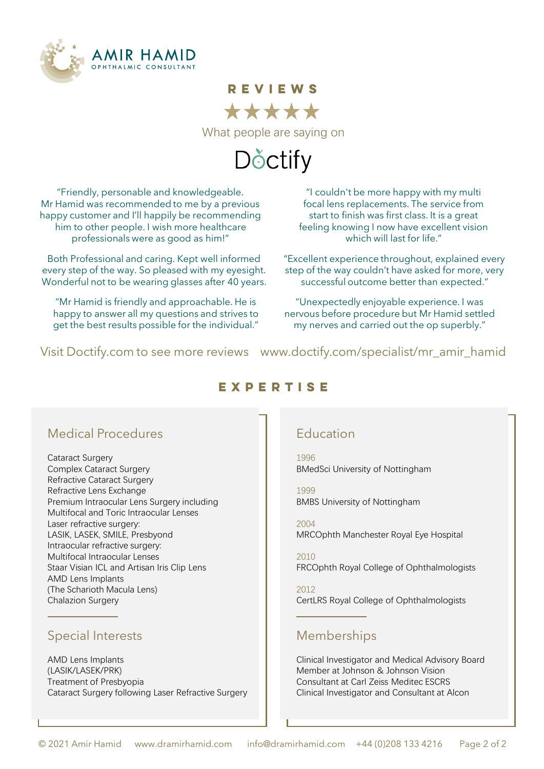AMIR HAMID
OPHTHALMIC CONSULTANT

## REVIEWS

★★★★★

What people are saying on

Doctify

"Friendly, personable and knowledgeable. Mr Hamid was recommended to me by a previous happy customer and I'll happily be recommending him to other people. I wish more healthcare professionals were as good as him!"

Both Professional and caring. Kept well informed every step of the way. So pleased with my eyesight. Wonderful not to be wearing glasses after 40 years.

"Mr Hamid is friendly and approachable. He is happy to answer all my questions and strives to get the best results possible for the individual."

"I couldn't be more happy with my multi focal lens replacements. The service from start to finish was first class. It is a great feeling knowing I now have excellent vision which will last for life."

"Excellent experience throughout, explained every step of the way couldn't have asked for more, very successful outcome better than expected."

"Unexpectedly enjoyable experience. I was nervous before procedure but Mr Hamid settled my nerves and carried out the op superbly."

Visit Doctify.com to see more reviews www.doctify.com/specialist/mr_amir_hamid

## EXPERTISE

### Medical Procedures

Cataract Surgery
Complex Cataract Surgery
Refractive Cataract Surgery
Refractive Lens Exchange
Premium Intraocular Lens Surgery including
Multifocal and Toric Intraocular Lenses
Laser refractive surgery:
LASIK, LASEK, SMILE, Presbyond
Intraocular refractive surgery:
Multifocal Intraocular Lenses
Staar Visian ICL and Artisan Iris Clip Lens
AMD Lens Implants
(The Scharioth Macula Lens)
Chalazion Surgery

### Special Interests

AMD Lens Implants
(LASIK/LASEK/PRK)
Treatment of Presbyopia
Cataract Surgery following Laser Refractive Surgery

### Education

1996
BMedSci University of Nottingham

1999
BMBS University of Nottingham

2004
MRCOphth Manchester Royal Eye Hospital

2010
FRCOphth Royal College of Ophthalmologists

2012
CertLRS Royal College of Ophthalmologists

### Memberships

Clinical Investigator and Medical Advisory Board Member at Johnson & Johnson Vision
Consultant at Carl Zeiss Meditec ESCRS
Clinical Investigator and Consultant at Alcon

© 2021 Amir Hamid www.dramirhamid.com info@dramirhamid.com +44 (0)208 133 4216